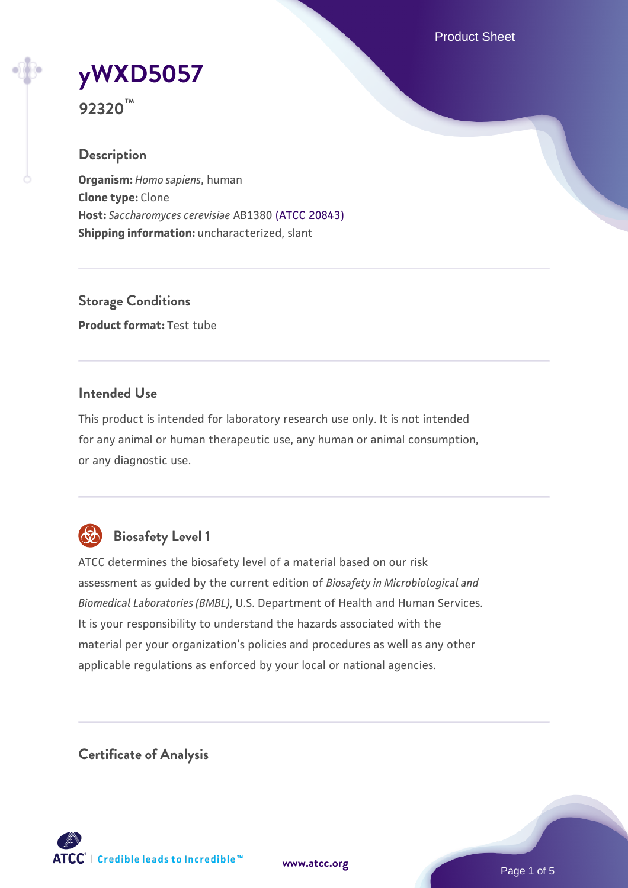# yWXD5057

**92320™**

## Description

**Organism:** *Homo sapiens*, human
**Clone type:** Clone
**Host:** *Saccharomyces cerevisiae* AB1380 (ATCC 20843)
**Shipping information:** uncharacterized, slant

## Storage Conditions

**Product format:** Test tube

## Intended Use

This product is intended for laboratory research use only. It is not intended for any animal or human therapeutic use, any human or animal consumption, or any diagnostic use.

## Biosafety Level 1

ATCC determines the biosafety level of a material based on our risk assessment as guided by the current edition of *Biosafety in Microbiological and Biomedical Laboratories (BMBL)*, U.S. Department of Health and Human Services. It is your responsibility to understand the hazards associated with the material per your organization's policies and procedures as well as any other applicable regulations as enforced by your local or national agencies.

## Certificate of Analysis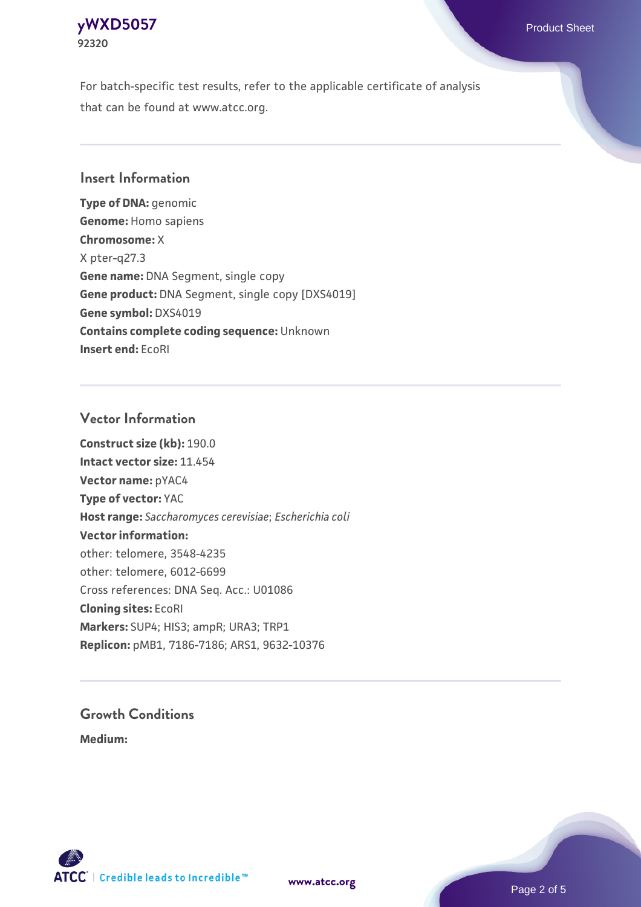For batch-specific test results, refer to the applicable certificate of analysis that can be found at www.atcc.org.

## Insert Information

**Type of DNA:** genomic
**Genome:** Homo sapiens
**Chromosome:** X
X pter-q27.3
**Gene name:** DNA Segment, single copy
**Gene product:** DNA Segment, single copy [DXS4019]
**Gene symbol:** DXS4019
**Contains complete coding sequence:** Unknown
**Insert end:** EcoRI

## Vector Information

**Construct size (kb):** 190.0
**Intact vector size:** 11.454
**Vector name:** pYAC4
**Type of vector:** YAC
**Host range:** *Saccharomyces cerevisiae*; *Escherichia coli*
**Vector information:**
other: telomere, 3548-4235
other: telomere, 6012-6699
Cross references: DNA Seq. Acc.: U01086
**Cloning sites:** EcoRI
**Markers:** SUP4; HIS3; ampR; URA3; TRP1
**Replicon:** pMB1, 7186-7186; ARS1, 9632-10376

## Growth Conditions

**Medium:**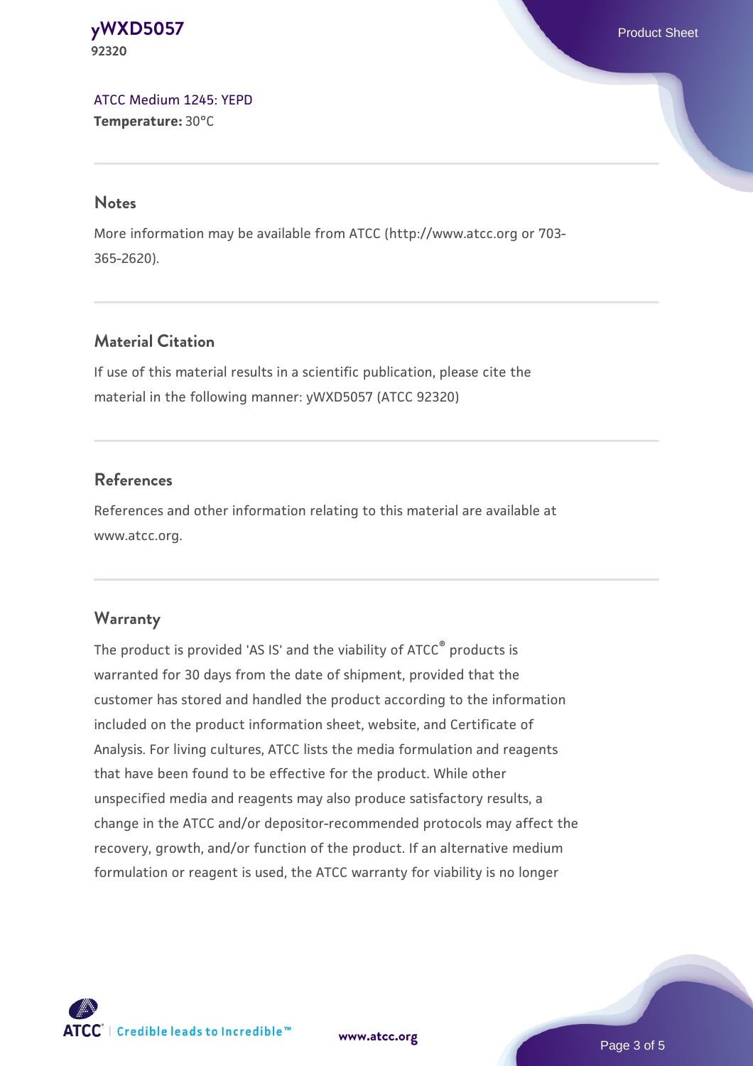ATCC Medium 1245: YEPD
**Temperature:** 30°C

## Notes

More information may be available from ATCC (http://www.atcc.org or 703-365-2620).

## Material Citation

If use of this material results in a scientific publication, please cite the material in the following manner: yWXD5057 (ATCC 92320)

## References

References and other information relating to this material are available at www.atcc.org.

## Warranty

The product is provided 'AS IS' and the viability of ATCC® products is warranted for 30 days from the date of shipment, provided that the customer has stored and handled the product according to the information included on the product information sheet, website, and Certificate of Analysis. For living cultures, ATCC lists the media formulation and reagents that have been found to be effective for the product. While other unspecified media and reagents may also produce satisfactory results, a change in the ATCC and/or depositor-recommended protocols may affect the recovery, growth, and/or function of the product. If an alternative medium formulation or reagent is used, the ATCC warranty for viability is no longer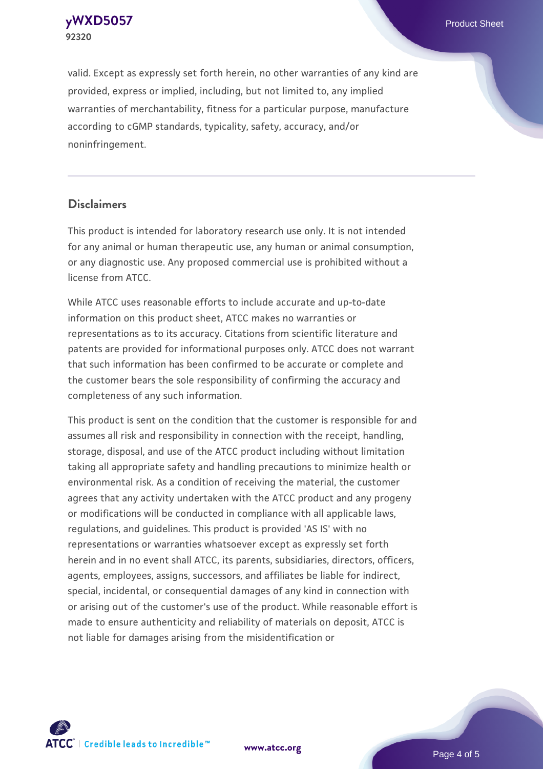valid. Except as expressly set forth herein, no other warranties of any kind are provided, express or implied, including, but not limited to, any implied warranties of merchantability, fitness for a particular purpose, manufacture according to cGMP standards, typicality, safety, accuracy, and/or noninfringement.

## Disclaimers

This product is intended for laboratory research use only. It is not intended for any animal or human therapeutic use, any human or animal consumption, or any diagnostic use. Any proposed commercial use is prohibited without a license from ATCC.

While ATCC uses reasonable efforts to include accurate and up-to-date information on this product sheet, ATCC makes no warranties or representations as to its accuracy. Citations from scientific literature and patents are provided for informational purposes only. ATCC does not warrant that such information has been confirmed to be accurate or complete and the customer bears the sole responsibility of confirming the accuracy and completeness of any such information.

This product is sent on the condition that the customer is responsible for and assumes all risk and responsibility in connection with the receipt, handling, storage, disposal, and use of the ATCC product including without limitation taking all appropriate safety and handling precautions to minimize health or environmental risk. As a condition of receiving the material, the customer agrees that any activity undertaken with the ATCC product and any progeny or modifications will be conducted in compliance with all applicable laws, regulations, and guidelines. This product is provided 'AS IS' with no representations or warranties whatsoever except as expressly set forth herein and in no event shall ATCC, its parents, subsidiaries, directors, officers, agents, employees, assigns, successors, and affiliates be liable for indirect, special, incidental, or consequential damages of any kind in connection with or arising out of the customer's use of the product. While reasonable effort is made to ensure authenticity and reliability of materials on deposit, ATCC is not liable for damages arising from the misidentification or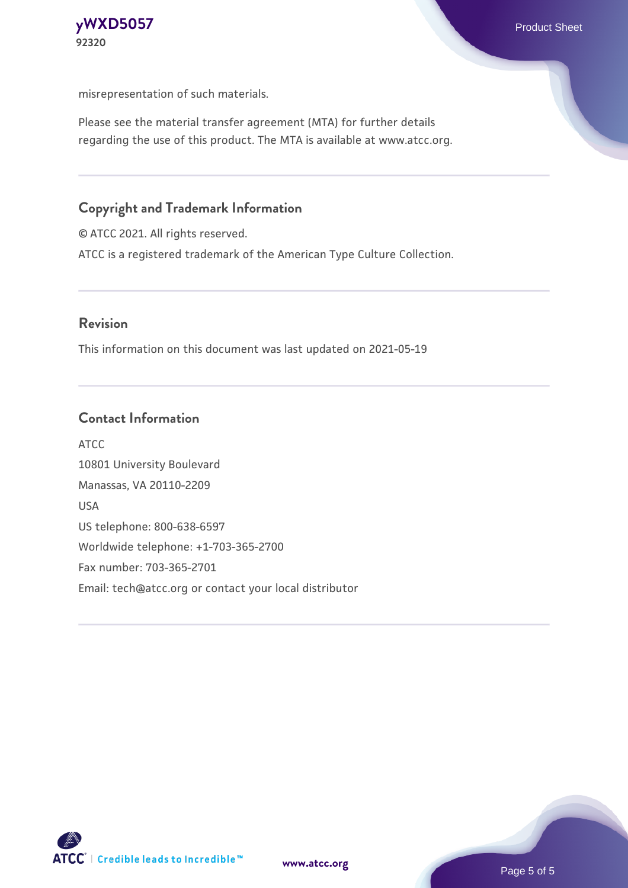misrepresentation of such materials.

Please see the material transfer agreement (MTA) for further details regarding the use of this product. The MTA is available at www.atcc.org.

## Copyright and Trademark Information

© ATCC 2021. All rights reserved.

ATCC is a registered trademark of the American Type Culture Collection.

## Revision

This information on this document was last updated on 2021-05-19

## Contact Information

ATCC
10801 University Boulevard
Manassas, VA 20110-2209
USA
US telephone: 800-638-6597
Worldwide telephone: +1-703-365-2700
Fax number: 703-365-2701
Email: tech@atcc.org or contact your local distributor